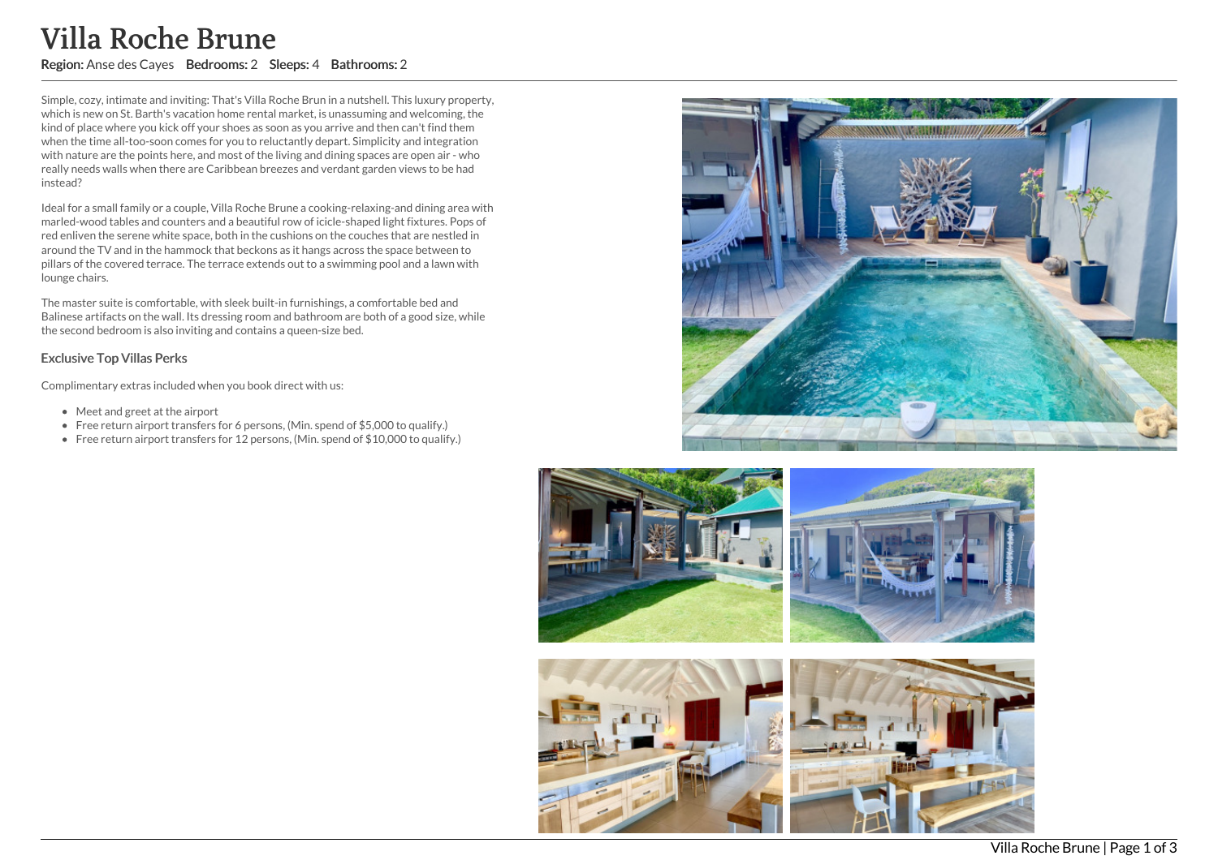# Villa Roche Brune

**Region:** Anse des Cayes **Bedrooms:** 2 **Sleeps:** 4 **Bathrooms:** 2

Simple, cozy, intimate and inviting: That's Villa Roche Brun in a nutshell. This luxury property, which is new on St. Barth's vacation home rental market, is unassuming and welcoming, the kind of place where you kick off your shoes as soon as you arrive and then can't find them when the time all-too-soon comes for you to reluctantly depart. Simplicity and integration with nature are the points here, and most of the living and dining spaces are open air - who really needs walls when there are Caribbean breezes and verdant garden views to be had instead?

Ideal for a small family or a couple, Villa Roche Brune a cooking-relaxing-and dining area with marled-wood tables and counters and a beautiful row of icicle-shaped light fixtures. Pops of red enliven the serene white space, both in the cushions on the couches that are nestled in around the TV and in the hammock that beckons as it hangs across the space between to pillars of the covered terrace. The terrace extends out to a swimming pool and a lawn with lounge chairs.

The master suite is comfortable, with sleek built-in furnishings, a comfortable bed and Balinese artifacts on the wall. Its dressing room and bathroom are both of a good size, while the second bedroom is also inviting and contains a queen-size bed.

### Exclusive Top Villas Perks

Complimentary extras included when you book direct with us:

- Meet and greet at the airport
- Free return airport transfers for 6 persons, (Min. spend of $5,000 to qualify.)
- Free return airport transfers for 12 persons, (Min. spend of $10,000 to qualify.)